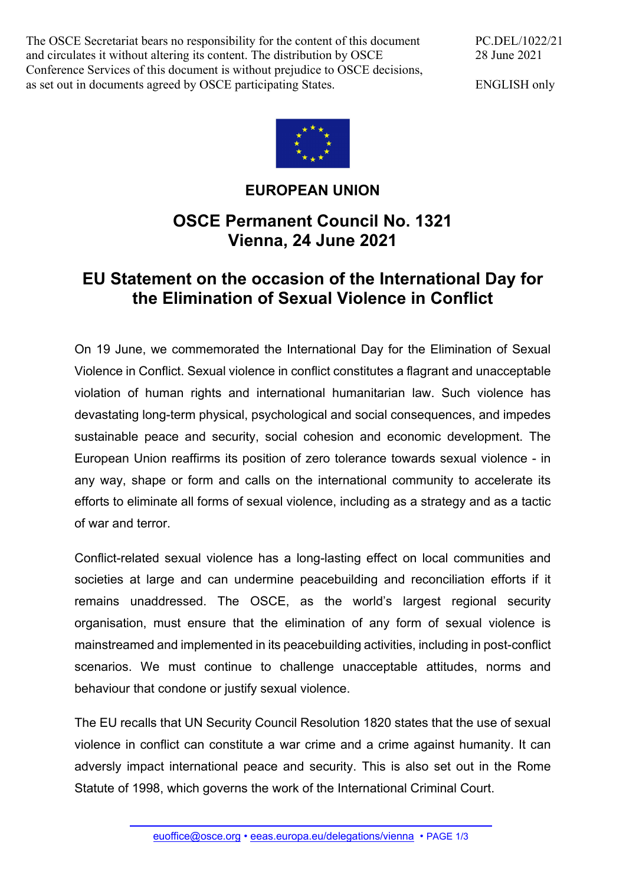The OSCE Secretariat bears no responsibility for the content of this document and circulates it without altering its content. The distribution by OSCE Conference Services of this document is without prejudice to OSCE decisions, as set out in documents agreed by OSCE participating States.

PC.DEL/1022/21
28 June 2021

ENGLISH only

**EUROPEAN UNION**

# OSCE Permanent Council No. 1321
# Vienna, 24 June 2021

## EU Statement on the occasion of the International Day for the Elimination of Sexual Violence in Conflict

On 19 June, we commemorated the International Day for the Elimination of Sexual Violence in Conflict. Sexual violence in conflict constitutes a flagrant and unacceptable violation of human rights and international humanitarian law. Such violence has devastating long-term physical, psychological and social consequences, and impedes sustainable peace and security, social cohesion and economic development. The European Union reaffirms its position of zero tolerance towards sexual violence - in any way, shape or form and calls on the international community to accelerate its efforts to eliminate all forms of sexual violence, including as a strategy and as a tactic of war and terror.

Conflict-related sexual violence has a long-lasting effect on local communities and societies at large and can undermine peacebuilding and reconciliation efforts if it remains unaddressed. The OSCE, as the world's largest regional security organisation, must ensure that the elimination of any form of sexual violence is mainstreamed and implemented in its peacebuilding activities, including in post-conflict scenarios. We must continue to challenge unacceptable attitudes, norms and behaviour that condone or justify sexual violence.

The EU recalls that UN Security Council Resolution 1820 states that the use of sexual violence in conflict can constitute a war crime and a crime against humanity. It can adversly impact international peace and security. This is also set out in the Rome Statute of 1998, which governs the work of the International Criminal Court.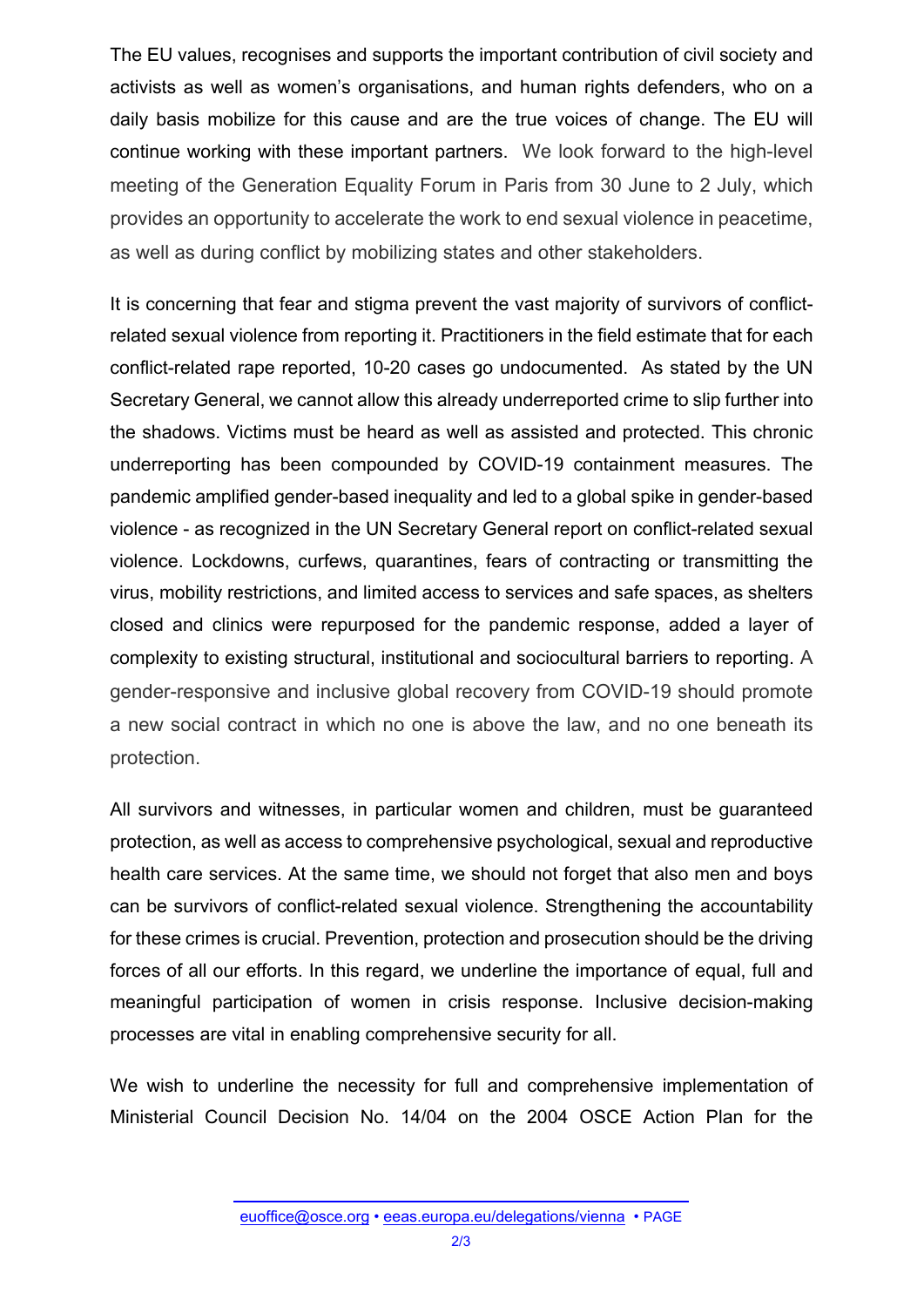The EU values, recognises and supports the important contribution of civil society and activists as well as women's organisations, and human rights defenders, who on a daily basis mobilize for this cause and are the true voices of change. The EU will continue working with these important partners. We look forward to the high-level meeting of the Generation Equality Forum in Paris from 30 June to 2 July, which provides an opportunity to accelerate the work to end sexual violence in peacetime, as well as during conflict by mobilizing states and other stakeholders.

It is concerning that fear and stigma prevent the vast majority of survivors of conflict-related sexual violence from reporting it. Practitioners in the field estimate that for each conflict-related rape reported, 10-20 cases go undocumented. As stated by the UN Secretary General, we cannot allow this already underreported crime to slip further into the shadows. Victims must be heard as well as assisted and protected. This chronic underreporting has been compounded by COVID-19 containment measures. The pandemic amplified gender-based inequality and led to a global spike in gender-based violence - as recognized in the UN Secretary General report on conflict-related sexual violence. Lockdowns, curfews, quarantines, fears of contracting or transmitting the virus, mobility restrictions, and limited access to services and safe spaces, as shelters closed and clinics were repurposed for the pandemic response, added a layer of complexity to existing structural, institutional and sociocultural barriers to reporting. A gender-responsive and inclusive global recovery from COVID-19 should promote a new social contract in which no one is above the law, and no one beneath its protection.

All survivors and witnesses, in particular women and children, must be guaranteed protection, as well as access to comprehensive psychological, sexual and reproductive health care services. At the same time, we should not forget that also men and boys can be survivors of conflict-related sexual violence. Strengthening the accountability for these crimes is crucial. Prevention, protection and prosecution should be the driving forces of all our efforts. In this regard, we underline the importance of equal, full and meaningful participation of women in crisis response. Inclusive decision-making processes are vital in enabling comprehensive security for all.

We wish to underline the necessity for full and comprehensive implementation of Ministerial Council Decision No. 14/04 on the 2004 OSCE Action Plan for the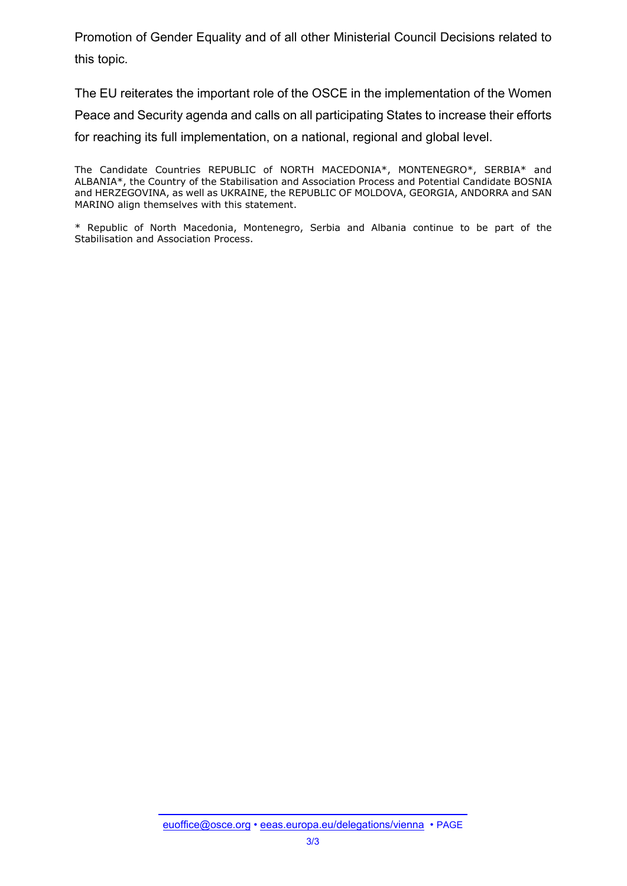Promotion of Gender Equality and of all other Ministerial Council Decisions related to this topic.

The EU reiterates the important role of the OSCE in the implementation of the Women Peace and Security agenda and calls on all participating States to increase their efforts for reaching its full implementation, on a national, regional and global level.

The Candidate Countries REPUBLIC of NORTH MACEDONIA*, MONTENEGRO*, SERBIA* and ALBANIA*, the Country of the Stabilisation and Association Process and Potential Candidate BOSNIA and HERZEGOVINA, as well as UKRAINE, the REPUBLIC OF MOLDOVA, GEORGIA, ANDORRA and SAN MARINO align themselves with this statement.

* Republic of North Macedonia, Montenegro, Serbia and Albania continue to be part of the Stabilisation and Association Process.